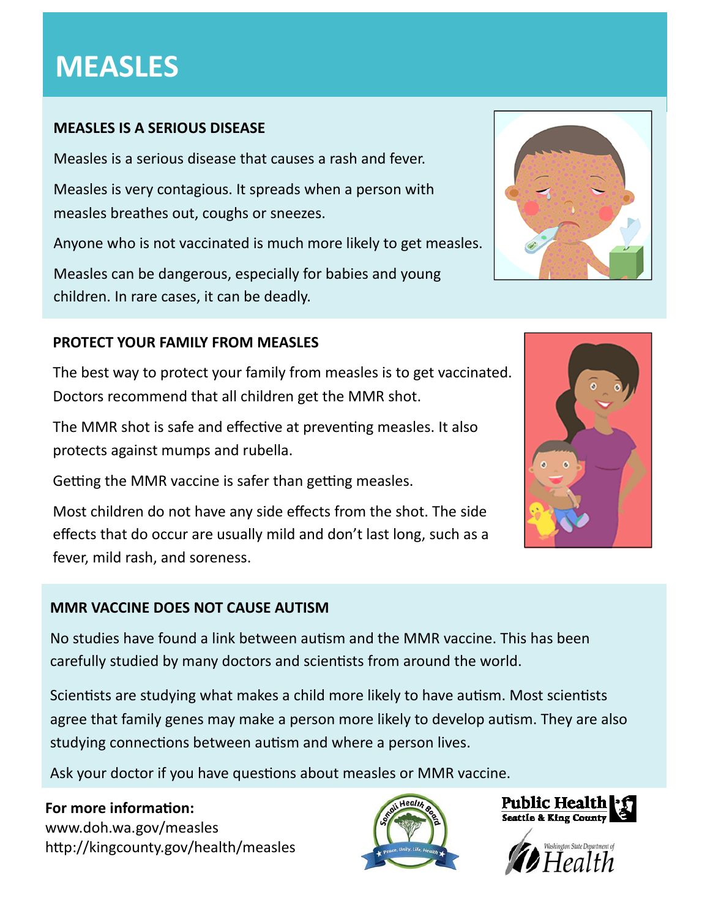# MEASLES

## MEASLES IS A SERIOUS DISEASE

Measles is a serious disease that causes a rash and fever.

Measles is very contagious. It spreads when a person with measles breathes out, coughs or sneezes.

Anyone who is not vaccinated is much more likely to get measles.

Measles can be dangerous, especially for babies and young children. In rare cases, it can be deadly.

## PROTECT YOUR FAMILY FROM MEASLES

The best way to protect your family from measles is to get vaccinated. Doctors recommend that all children get the MMR shot.

The MMR shot is safe and effective at preventing measles. It also protects against mumps and rubella.

Getting the MMR vaccine is safer than getting measles.

Most children do not have any side effects from the shot. The side effects that do occur are usually mild and don't last long, such as a fever, mild rash, and soreness.

## MMR VACCINE DOES NOT CAUSE AUTISM

No studies have found a link between autism and the MMR vaccine. This has been carefully studied by many doctors and scientists from around the world.

Scientists are studying what makes a child more likely to have autism. Most scientists agree that family genes may make a person more likely to develop autism. They are also studying connections between autism and where a person lives.

Ask your doctor if you have questions about measles or MMR vaccine.

**For more information:**
www.doh.wa.gov/measles
http://kingcounty.gov/health/measles

Somali Health Board — Peace, Unity, Life, Health

Public Health Seattle & King County

Washington State Department of Health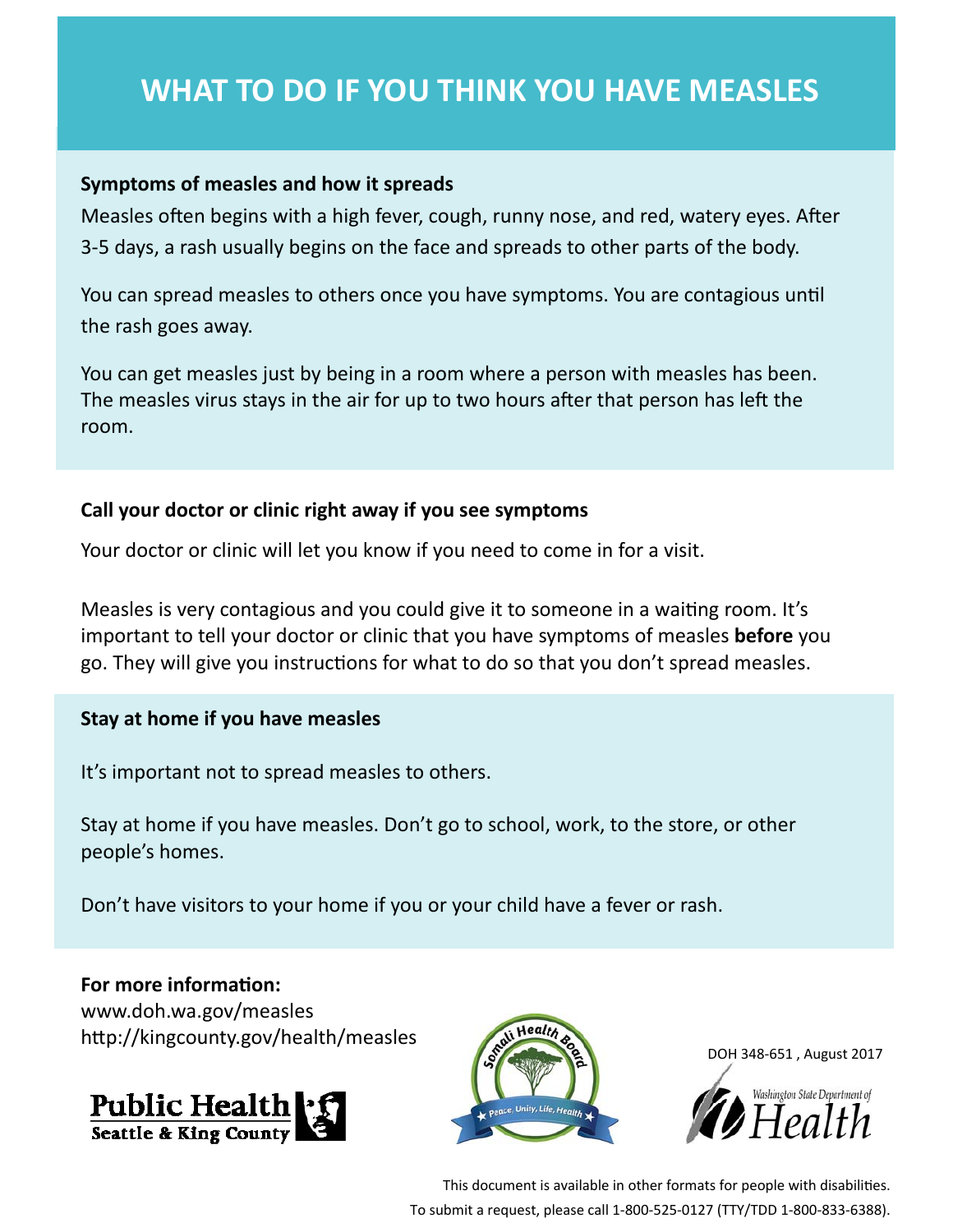# WHAT TO DO IF YOU THINK YOU HAVE MEASLES

**Symptoms of measles and how it spreads**

Measles often begins with a high fever, cough, runny nose, and red, watery eyes. After 3-5 days, a rash usually begins on the face and spreads to other parts of the body.

You can spread measles to others once you have symptoms. You are contagious until the rash goes away.

You can get measles just by being in a room where a person with measles has been. The measles virus stays in the air for up to two hours after that person has left the room.

**Call your doctor or clinic right away if you see symptoms**

Your doctor or clinic will let you know if you need to come in for a visit.

Measles is very contagious and you could give it to someone in a waiting room. It's important to tell your doctor or clinic that you have symptoms of measles **before** you go. They will give you instructions for what to do so that you don't spread measles.

**Stay at home if you have measles**

It's important not to spread measles to others.

Stay at home if you have measles. Don't go to school, work, to the store, or other people's homes.

Don't have visitors to your home if you or your child have a fever or rash.

**For more information:**
www.doh.wa.gov/measles
http://kingcounty.gov/health/measles

Public Health Seattle & King County

Somali Health Board — Peace, Unity, Life, Health

DOH 348-651 , August 2017

Washington State Department of Health

This document is available in other formats for people with disabilities. To submit a request, please call 1-800-525-0127 (TTY/TDD 1-800-833-6388).